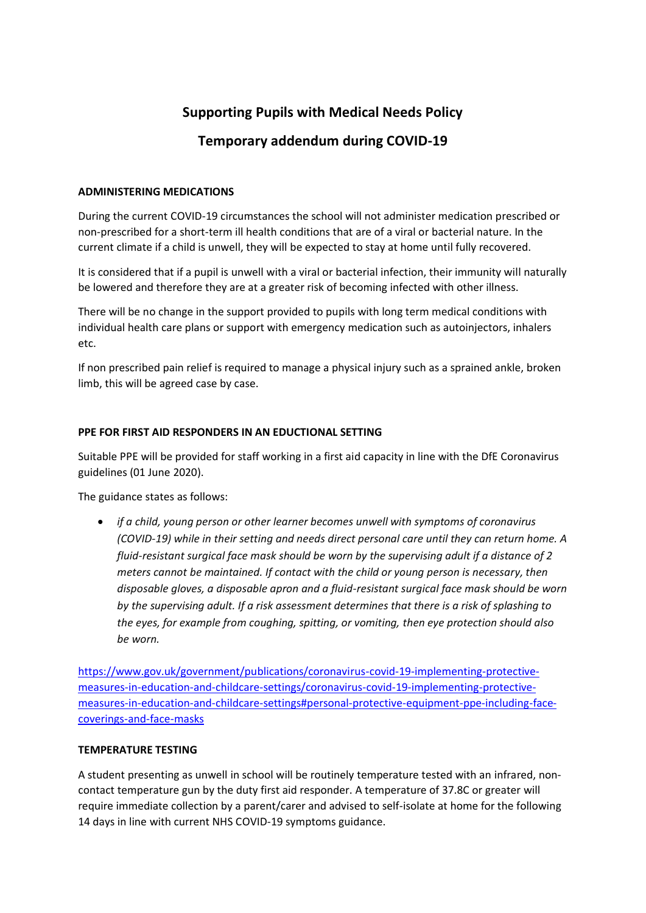# Supporting Pupils with Medical Needs Policy

## Temporary addendum during COVID-19

**ADMINISTERING MEDICATIONS**

During the current COVID-19 circumstances the school will not administer medication prescribed or non-prescribed for a short-term ill health conditions that are of a viral or bacterial nature. In the current climate if a child is unwell, they will be expected to stay at home until fully recovered.

It is considered that if a pupil is unwell with a viral or bacterial infection, their immunity will naturally be lowered and therefore they are at a greater risk of becoming infected with other illness.

There will be no change in the support provided to pupils with long term medical conditions with individual health care plans or support with emergency medication such as autoinjectors, inhalers etc.

If non prescribed pain relief is required to manage a physical injury such as a sprained ankle, broken limb, this will be agreed case by case.

**PPE FOR FIRST AID RESPONDERS IN AN EDUCTIONAL SETTING**

Suitable PPE will be provided for staff working in a first aid capacity in line with the DfE Coronavirus guidelines (01 June 2020).

The guidance states as follows:

- *if a child, young person or other learner becomes unwell with symptoms of coronavirus (COVID-19) while in their setting and needs direct personal care until they can return home. A fluid-resistant surgical face mask should be worn by the supervising adult if a distance of 2 meters cannot be maintained. If contact with the child or young person is necessary, then disposable gloves, a disposable apron and a fluid-resistant surgical face mask should be worn by the supervising adult. If a risk assessment determines that there is a risk of splashing to the eyes, for example from coughing, spitting, or vomiting, then eye protection should also be worn.*

https://www.gov.uk/government/publications/coronavirus-covid-19-implementing-protective-measures-in-education-and-childcare-settings/coronavirus-covid-19-implementing-protective-measures-in-education-and-childcare-settings#personal-protective-equipment-ppe-including-face-coverings-and-face-masks

**TEMPERATURE TESTING**

A student presenting as unwell in school will be routinely temperature tested with an infrared, non-contact temperature gun by the duty first aid responder. A temperature of 37.8C or greater will require immediate collection by a parent/carer and advised to self-isolate at home for the following 14 days in line with current NHS COVID-19 symptoms guidance.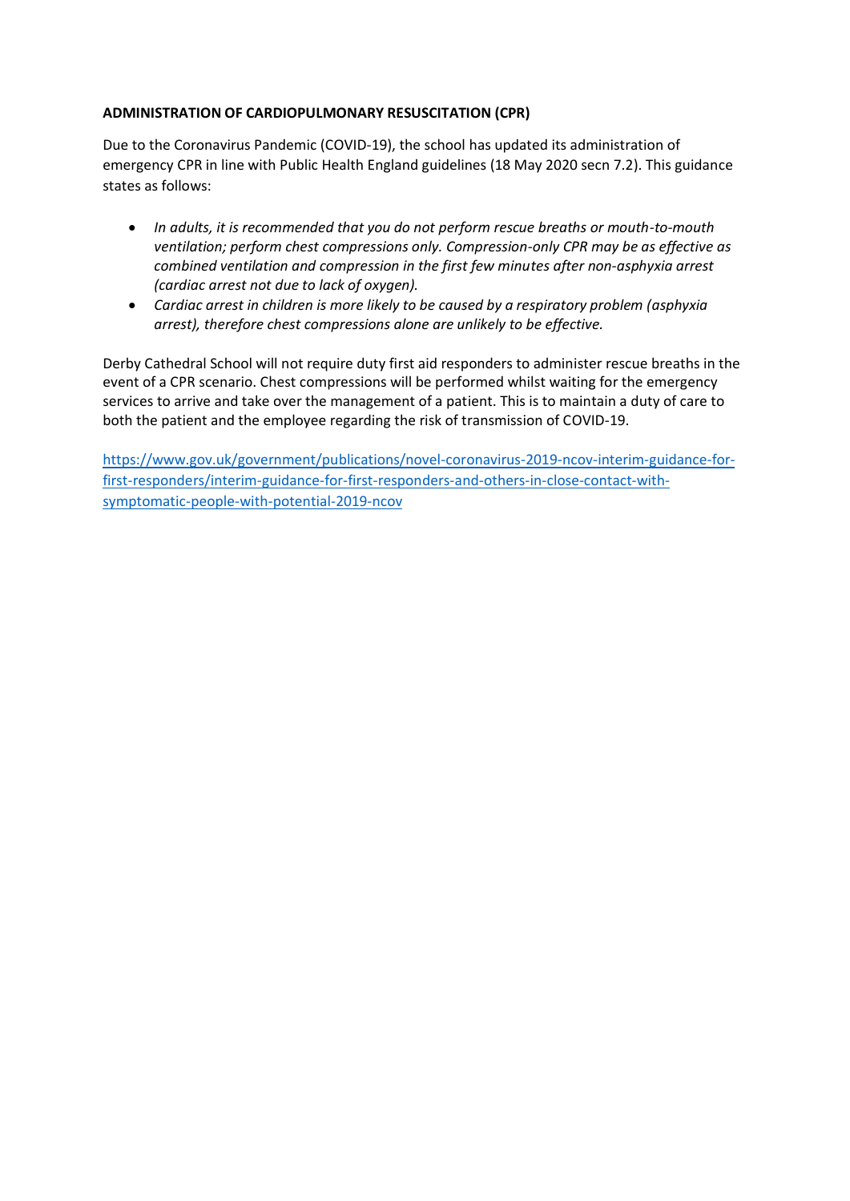**ADMINISTRATION OF CARDIOPULMONARY RESUSCITATION (CPR)**

Due to the Coronavirus Pandemic (COVID-19), the school has updated its administration of emergency CPR in line with Public Health England guidelines (18 May 2020 secn 7.2). This guidance states as follows:

- *In adults, it is recommended that you do not perform rescue breaths or mouth-to-mouth ventilation; perform chest compressions only. Compression-only CPR may be as effective as combined ventilation and compression in the first few minutes after non-asphyxia arrest (cardiac arrest not due to lack of oxygen).*
- *Cardiac arrest in children is more likely to be caused by a respiratory problem (asphyxia arrest), therefore chest compressions alone are unlikely to be effective.*

Derby Cathedral School will not require duty first aid responders to administer rescue breaths in the event of a CPR scenario. Chest compressions will be performed whilst waiting for the emergency services to arrive and take over the management of a patient. This is to maintain a duty of care to both the patient and the employee regarding the risk of transmission of COVID-19.

https://www.gov.uk/government/publications/novel-coronavirus-2019-ncov-interim-guidance-for-first-responders/interim-guidance-for-first-responders-and-others-in-close-contact-with-symptomatic-people-with-potential-2019-ncov